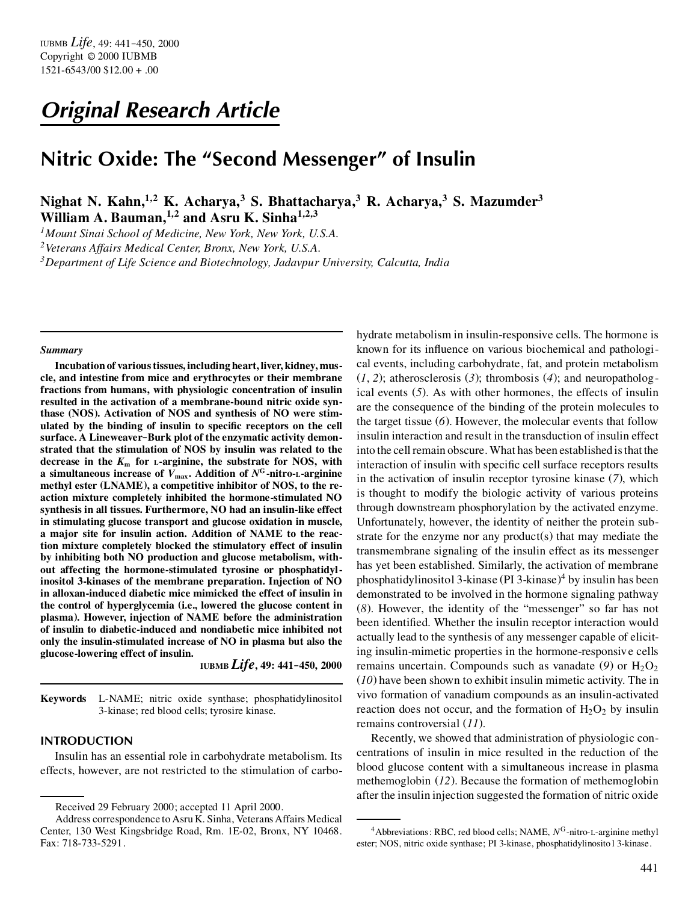*Original Research Article*

# Nitric Oxide: The "Second Messenger" of Insulin

**Nighat N. Kahn,[1,2] K. Acharya,[3] S. Bhattacharya,[3] R. Acharya,[3] S. Mazumder[3] William A. Bauman,[1,2] and Asru K. Sinha[1,2,3]**

[1]*Mount Sinai School of Medicine, New York, New York, U.S.A.*
[2]*Veterans Affairs Medical Center, Bronx, New York, U.S.A.*
[3]*Department of Life Science and Biotechnology, Jadavpur University, Calcutta, India*

### *Summary*

**Incubation of various tissues, including heart, liver, kidney, muscle, and intestine from mice and erythrocytes or their membrane fractions from humans, with physiologic concentration of insulin resulted in the activation of a membrane-bound nitric oxide synthase (NOS). Activation of NOS and synthesis of NO were stimulated by the binding of insulin to specific receptors on the cell surface. A Lineweaver–Burk plot of the enzymatic activity demonstrated that the stimulation of NOS by insulin was related to the decrease in the $K_m$ for L-arginine, the substrate for NOS, with a simultaneous increase of $V_{max}$. Addition of $N^G$-nitro-L-arginine methyl ester (LNAME), a competitive inhibitor of NOS, to the reaction mixture completely inhibited the hormone-stimulated NO synthesis in all tissues. Furthermore, NO had an insulin-like effect in stimulating glucose transport and glucose oxidation in muscle, a major site for insulin action. Addition of NAME to the reaction mixture completely blocked the stimulatory effect of insulin by inhibiting both NO production and glucose metabolism, without affecting the hormone-stimulated tyrosine or phosphatidylinositol 3-kinases of the membrane preparation. Injection of NO in alloxan-induced diabetic mice mimicked the effect of insulin in the control of hyperglycemia (i.e., lowered the glucose content in plasma). However, injection of NAME before the administration of insulin to diabetic-induced and nondiabetic mice inhibited not only the insulin-stimulated increase of NO in plasma but also the glucose-lowering effect of insulin.**

**Keywords** L-NAME; nitric oxide synthase; phosphatidylinositol 3-kinase; red blood cells; tyrosire kinase.

## INTRODUCTION

Insulin has an essential role in carbohydrate metabolism. Its effects, however, are not restricted to the stimulation of carbohydrate metabolism in insulin-responsive cells. The hormone is known for its influence on various biochemical and pathological events, including carbohydrate, fat, and protein metabolism (*1*, *2*); atherosclerosis (*3*); thrombosis (*4*); and neuropathological events (*5*). As with other hormones, the effects of insulin are the consequence of the binding of the protein molecules to the target tissue (*6*). However, the molecular events that follow insulin interaction and result in the transduction of insulin effect into the cell remain obscure. What has been established is that the interaction of insulin with specific cell surface receptors results in the activation of insulin receptor tyrosine kinase (*7*), which is thought to modify the biologic activity of various proteins through downstream phosphorylation by the activated enzyme. Unfortunately, however, the identity of neither the protein substrate for the enzyme nor any product(s) that may mediate the transmembrane signaling of the insulin effect as its messenger has yet been established. Similarly, the activation of membrane phosphatidylinositol 3-kinase (PI 3-kinase)[4] by insulin has been demonstrated to be involved in the hormone signaling pathway (*8*). However, the identity of the "messenger" so far has not been identified. Whether the insulin receptor interaction would actually lead to the synthesis of any messenger capable of eliciting insulin-mimetic properties in the hormone-responsive cells remains uncertain. Compounds such as vanadate (*9*) or $H_2O_2$ (*10*) have been shown to exhibit insulin mimetic activity. The in vivo formation of vanadium compounds as an insulin-activated reaction does not occur, and the formation of $H_2O_2$ by insulin remains controversial (*11*).

Recently, we showed that administration of physiologic concentrations of insulin in mice resulted in the reduction of the blood glucose content with a simultaneous increase in plasma methemoglobin (*12*). Because the formation of methemoglobin after the insulin injection suggested the formation of nitric oxide

---

Received 29 February 2000; accepted 11 April 2000.

Address correspondence to Asru K. Sinha, Veterans Affairs Medical Center, 130 West Kingsbridge Road, Rm. 1E-02, Bronx, NY 10468. Fax: 718-733-5291.

[4]Abbreviations: RBC, red blood cells; NAME, $N^G$-nitro-L-arginine methyl ester; NOS, nitric oxide synthase; PI 3-kinase, phosphatidylinositol 3-kinase.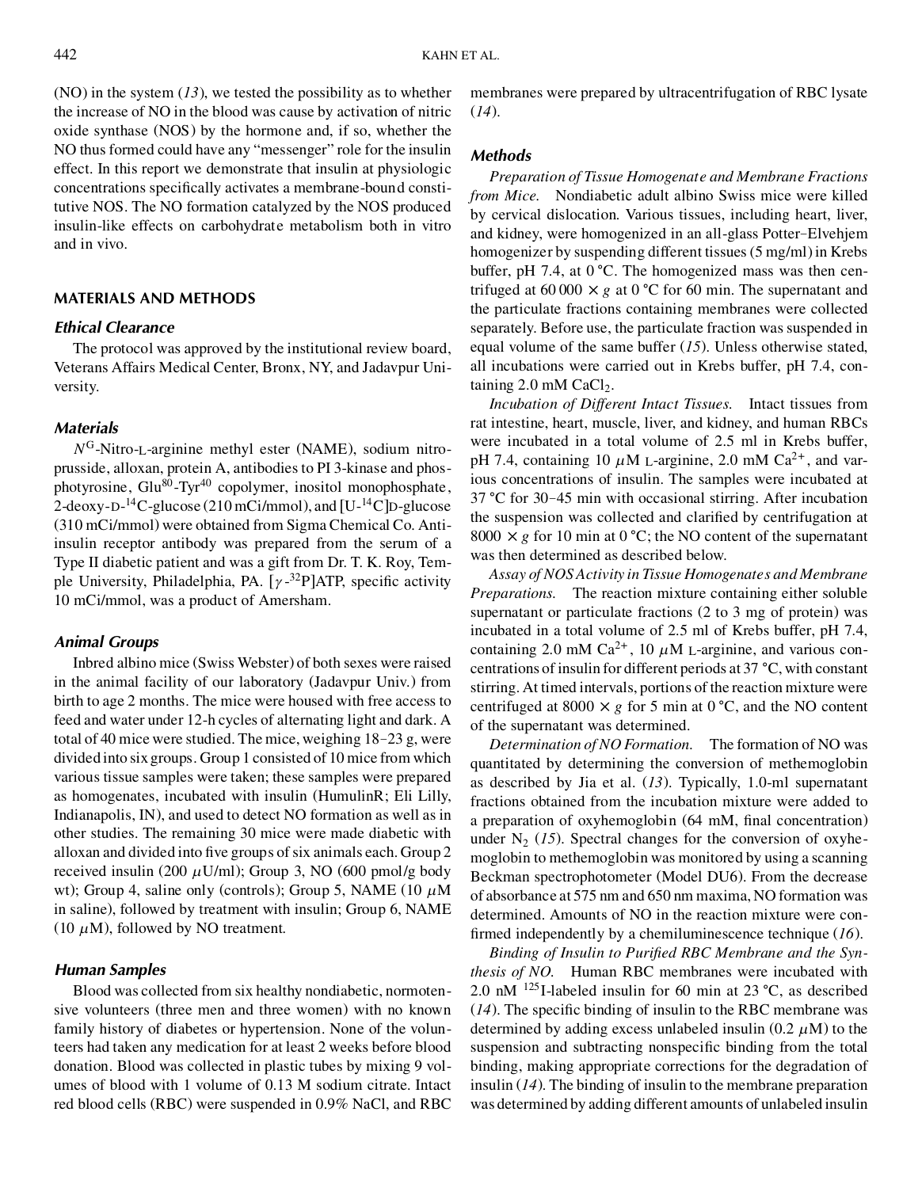(NO) in the system (*13*), we tested the possibility as to whether the increase of NO in the blood was cause by activation of nitric oxide synthase (NOS) by the hormone and, if so, whether the NO thus formed could have any "messenger" role for the insulin effect. In this report we demonstrate that insulin at physiologic concentrations specifically activates a membrane-bound constitutive NOS. The NO formation catalyzed by the NOS produced insulin-like effects on carbohydrate metabolism both in vitro and in vivo.

## MATERIALS AND METHODS

### *Ethical Clearance*

The protocol was approved by the institutional review board, Veterans Affairs Medical Center, Bronx, NY, and Jadavpur University.

### *Materials*

$N^G$-Nitro-L-arginine methyl ester (NAME), sodium nitroprusside, alloxan, protein A, antibodies to PI 3-kinase and phosphotyrosine, $Glu^{80}$-$Tyr^{40}$ copolymer, inositol monophosphate, 2-deoxy-D-$^{14}$C-glucose (210 mCi/mmol), and [U-$^{14}$C]D-glucose (310 mCi/mmol) were obtained from Sigma Chemical Co. Anti-insulin receptor antibody was prepared from the serum of a Type II diabetic patient and was a gift from Dr. T. K. Roy, Temple University, Philadelphia, PA. [$\gamma$-$^{32}$P]ATP, specific activity 10 mCi/mmol, was a product of Amersham.

### *Animal Groups*

Inbred albino mice (Swiss Webster) of both sexes were raised in the animal facility of our laboratory (Jadavpur Univ.) from birth to age 2 months. The mice were housed with free access to feed and water under 12-h cycles of alternating light and dark. A total of 40 mice were studied. The mice, weighing 18–23 g, were divided into six groups. Group 1 consisted of 10 mice from which various tissue samples were taken; these samples were prepared as homogenates, incubated with insulin (HumulinR; Eli Lilly, Indianapolis, IN), and used to detect NO formation as well as in other studies. The remaining 30 mice were made diabetic with alloxan and divided into five groups of six animals each. Group 2 received insulin (200 $\mu$U/ml); Group 3, NO (600 pmol/g body wt); Group 4, saline only (controls); Group 5, NAME (10 $\mu$M in saline), followed by treatment with insulin; Group 6, NAME (10 $\mu$M), followed by NO treatment.

### *Human Samples*

Blood was collected from six healthy nondiabetic, normotensive volunteers (three men and three women) with no known family history of diabetes or hypertension. None of the volunteers had taken any medication for at least 2 weeks before blood donation. Blood was collected in plastic tubes by mixing 9 volumes of blood with 1 volume of 0.13 M sodium citrate. Intact red blood cells (RBC) were suspended in 0.9% NaCl, and RBC membranes were prepared by ultracentrifugation of RBC lysate (*14*).

### *Methods*

*Preparation of Tissue Homogenate and Membrane Fractions from Mice.* Nondiabetic adult albino Swiss mice were killed by cervical dislocation. Various tissues, including heart, liver, and kidney, were homogenized in an all-glass Potter–Elvehjem homogenizer by suspending different tissues (5 mg/ml) in Krebs buffer, pH 7.4, at 0 °C. The homogenized mass was then centrifuged at 60 000 × *g* at 0 °C for 60 min. The supernatant and the particulate fractions containing membranes were collected separately. Before use, the particulate fraction was suspended in equal volume of the same buffer (*15*). Unless otherwise stated, all incubations were carried out in Krebs buffer, pH 7.4, containing 2.0 mM $CaCl_2$.

*Incubation of Different Intact Tissues.* Intact tissues from rat intestine, heart, muscle, liver, and kidney, and human RBCs were incubated in a total volume of 2.5 ml in Krebs buffer, pH 7.4, containing 10 $\mu$M L-arginine, 2.0 mM $Ca^{2+}$, and various concentrations of insulin. The samples were incubated at 37 °C for 30–45 min with occasional stirring. After incubation the suspension was collected and clarified by centrifugation at 8000 × *g* for 10 min at 0 °C; the NO content of the supernatant was then determined as described below.

*Assay of NOS Activity in Tissue Homogenates and Membrane Preparations.* The reaction mixture containing either soluble supernatant or particulate fractions (2 to 3 mg of protein) was incubated in a total volume of 2.5 ml of Krebs buffer, pH 7.4, containing 2.0 mM $Ca^{2+}$, 10 $\mu$M L-arginine, and various concentrations of insulin for different periods at 37 °C, with constant stirring. At timed intervals, portions of the reaction mixture were centrifuged at 8000 × *g* for 5 min at 0 °C, and the NO content of the supernatant was determined.

*Determination of NO Formation.* The formation of NO was quantitated by determining the conversion of methemoglobin as described by Jia et al. (*13*). Typically, 1.0-ml supernatant fractions obtained from the incubation mixture were added to a preparation of oxyhemoglobin (64 mM, final concentration) under $N_2$ (*15*). Spectral changes for the conversion of oxyhemoglobin to methemoglobin was monitored by using a scanning Beckman spectrophotometer (Model DU6). From the decrease of absorbance at 575 nm and 650 nm maxima, NO formation was determined. Amounts of NO in the reaction mixture were confirmed independently by a chemiluminescence technique (*16*).

*Binding of Insulin to Purified RBC Membrane and the Synthesis of NO.* Human RBC membranes were incubated with 2.0 nM $^{125}$I-labeled insulin for 60 min at 23 °C, as described (*14*). The specific binding of insulin to the RBC membrane was determined by adding excess unlabeled insulin (0.2 $\mu$M) to the suspension and subtracting nonspecific binding from the total binding, making appropriate corrections for the degradation of insulin (*14*). The binding of insulin to the membrane preparation was determined by adding different amounts of unlabeled insulin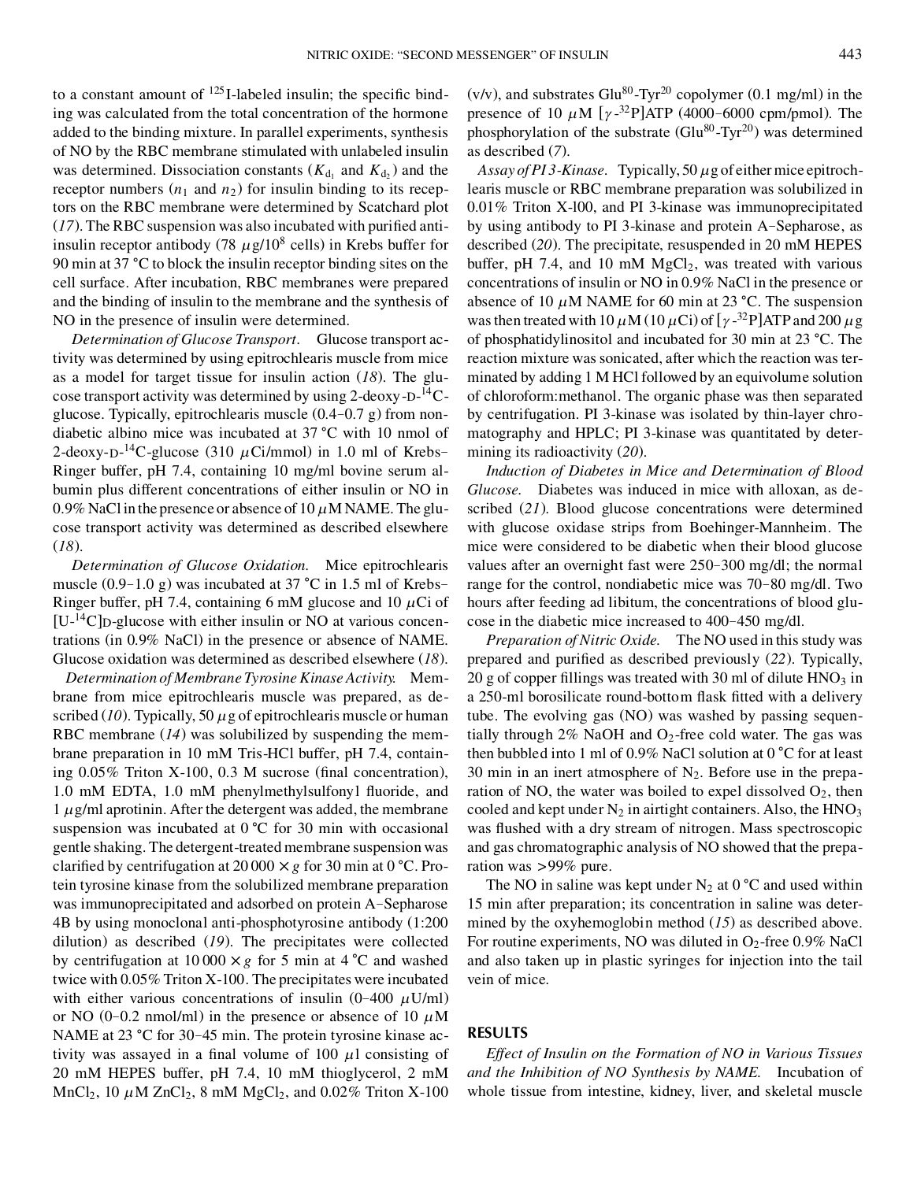to a constant amount of $^{125}$I-labeled insulin; the specific binding was calculated from the total concentration of the hormone added to the binding mixture. In parallel experiments, synthesis of NO by the RBC membrane stimulated with unlabeled insulin was determined. Dissociation constants ($K_{d_1}$ and $K_{d_2}$) and the receptor numbers ($n_1$ and $n_2$) for insulin binding to its receptors on the RBC membrane were determined by Scatchard plot (*17*). The RBC suspension was also incubated with purified anti-insulin receptor antibody (78 $\mu$g/$10^8$ cells) in Krebs buffer for 90 min at 37 °C to block the insulin receptor binding sites on the cell surface. After incubation, RBC membranes were prepared and the binding of insulin to the membrane and the synthesis of NO in the presence of insulin were determined.

*Determination of Glucose Transport.* Glucose transport activity was determined by using epitrochlearis muscle from mice as a model for target tissue for insulin action (*18*). The glucose transport activity was determined by using 2-deoxy-D-$^{14}$C-glucose. Typically, epitrochlearis muscle (0.4–0.7 g) from nondiabetic albino mice was incubated at 37 °C with 10 nmol of 2-deoxy-D-$^{14}$C-glucose (310 $\mu$Ci/mmol) in 1.0 ml of Krebs–Ringer buffer, pH 7.4, containing 10 mg/ml bovine serum albumin plus different concentrations of either insulin or NO in 0.9% NaCl in the presence or absence of 10 $\mu$M NAME. The glucose transport activity was determined as described elsewhere (*18*).

*Determination of Glucose Oxidation.* Mice epitrochlearis muscle (0.9–1.0 g) was incubated at 37 °C in 1.5 ml of Krebs–Ringer buffer, pH 7.4, containing 6 mM glucose and 10 $\mu$Ci of [U-$^{14}$C]D-glucose with either insulin or NO at various concentrations (in 0.9% NaCl) in the presence or absence of NAME. Glucose oxidation was determined as described elsewhere (*18*).

*Determination of Membrane Tyrosine Kinase Activity.* Membrane from mice epitrochlearis muscle was prepared, as described (*10*). Typically, 50 $\mu$g of epitrochlearis muscle or human RBC membrane (*14*) was solubilized by suspending the membrane preparation in 10 mM Tris-HCl buffer, pH 7.4, containing 0.05% Triton X-100, 0.3 M sucrose (final concentration), 1.0 mM EDTA, 1.0 mM phenylmethylsulfonyl fluoride, and 1 $\mu$g/ml aprotinin. After the detergent was added, the membrane suspension was incubated at 0 °C for 30 min with occasional gentle shaking. The detergent-treated membrane suspension was clarified by centrifugation at 20 000 × *g* for 30 min at 0 °C. Protein tyrosine kinase from the solubilized membrane preparation was immunoprecipitated and adsorbed on protein A–Sepharose 4B by using monoclonal anti-phosphotyrosine antibody (1:200 dilution) as described (*19*). The precipitates were collected by centrifugation at 10 000 × *g* for 5 min at 4 °C and washed twice with 0.05% Triton X-100. The precipitates were incubated with either various concentrations of insulin (0–400 $\mu$U/ml) or NO (0–0.2 nmol/ml) in the presence or absence of 10 $\mu$M NAME at 23 °C for 30–45 min. The protein tyrosine kinase activity was assayed in a final volume of 100 $\mu$l consisting of 20 mM HEPES buffer, pH 7.4, 10 mM thioglycerol, 2 mM $MnCl_2$, 10 $\mu$M $ZnCl_2$, 8 mM $MgCl_2$, and 0.02% Triton X-100 (v/v), and substrates Glu$^{80}$-Tyr$^{20}$ copolymer (0.1 mg/ml) in the presence of 10 $\mu$M [$\gamma$-$^{32}$P]ATP (4000–6000 cpm/pmol). The phosphorylation of the substrate (Glu$^{80}$-Tyr$^{20}$) was determined as described (*7*).

*Assay of PI 3-Kinase.* Typically, 50 $\mu$g of either mice epitrochlearis muscle or RBC membrane preparation was solubilized in 0.01% Triton X-l00, and PI 3-kinase was immunoprecipitated by using antibody to PI 3-kinase and protein A–Sepharose, as described (*20*). The precipitate, resuspended in 20 mM HEPES buffer, pH 7.4, and 10 mM $MgCl_2$, was treated with various concentrations of insulin or NO in 0.9% NaCl in the presence or absence of 10 $\mu$M NAME for 60 min at 23 °C. The suspension was then treated with 10 $\mu$M (10 $\mu$Ci) of [$\gamma$-$^{32}$P]ATP and 200 $\mu$g of phosphatidylinositol and incubated for 30 min at 23 °C. The reaction mixture was sonicated, after which the reaction was terminated by adding 1 M HCl followed by an equivolume solution of chloroform:methanol. The organic phase was then separated by centrifugation. PI 3-kinase was isolated by thin-layer chromatography and HPLC; PI 3-kinase was quantitated by determining its radioactivity (*20*).

*Induction of Diabetes in Mice and Determination of Blood Glucose.* Diabetes was induced in mice with alloxan, as described (*21*). Blood glucose concentrations were determined with glucose oxidase strips from Boehinger-Mannheim. The mice were considered to be diabetic when their blood glucose values after an overnight fast were 250–300 mg/dl; the normal range for the control, nondiabetic mice was 70–80 mg/dl. Two hours after feeding ad libitum, the concentrations of blood glucose in the diabetic mice increased to 400–450 mg/dl.

*Preparation of Nitric Oxide.* The NO used in this study was prepared and purified as described previously (*22*). Typically, 20 g of copper fillings was treated with 30 ml of dilute $HNO_3$ in a 250-ml borosilicate round-bottom flask fitted with a delivery tube. The evolving gas (NO) was washed by passing sequentially through 2% NaOH and $O_2$-free cold water. The gas was then bubbled into 1 ml of 0.9% NaCl solution at 0 °C for at least 30 min in an inert atmosphere of $N_2$. Before use in the preparation of NO, the water was boiled to expel dissolved $O_2$, then cooled and kept under $N_2$ in airtight containers. Also, the $HNO_3$ was flushed with a dry stream of nitrogen. Mass spectroscopic and gas chromatographic analysis of NO showed that the preparation was >99% pure.

The NO in saline was kept under $N_2$ at 0 °C and used within 15 min after preparation; its concentration in saline was determined by the oxyhemoglobin method (*15*) as described above. For routine experiments, NO was diluted in $O_2$-free 0.9% NaCl and also taken up in plastic syringes for injection into the tail vein of mice.

## RESULTS

*Effect of Insulin on the Formation of NO in Various Tissues and the Inhibition of NO Synthesis by NAME.* Incubation of whole tissue from intestine, kidney, liver, and skeletal muscle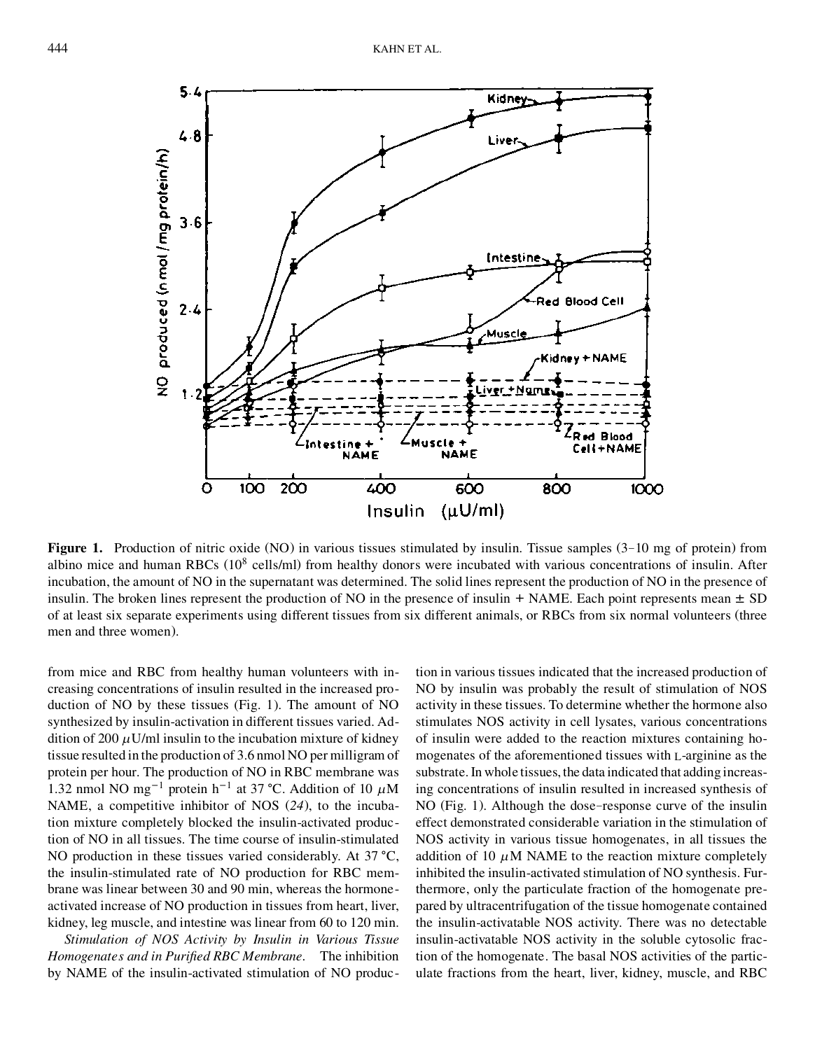**Figure 1.** Production of nitric oxide (NO) in various tissues stimulated by insulin. Tissue samples (3–10 mg of protein) from albino mice and human RBCs ($10^8$ cells/ml) from healthy donors were incubated with various concentrations of insulin. After incubation, the amount of NO in the supernatant was determined. The solid lines represent the production of NO in the presence of insulin. The broken lines represent the production of NO in the presence of insulin + NAME. Each point represents mean ± SD of at least six separate experiments using different tissues from six different animals, or RBCs from six normal volunteers (three men and three women).

from mice and RBC from healthy human volunteers with increasing concentrations of insulin resulted in the increased production of NO by these tissues (Fig. 1). The amount of NO synthesized by insulin-activation in different tissues varied. Addition of 200 μU/ml insulin to the incubation mixture of kidney tissue resulted in the production of 3.6 nmol NO per milligram of protein per hour. The production of NO in RBC membrane was 1.32 nmol NO $mg^{-1}$ protein $h^{-1}$ at 37 °C. Addition of 10 μM NAME, a competitive inhibitor of NOS (*24*), to the incubation mixture completely blocked the insulin-activated production of NO in all tissues. The time course of insulin-stimulated NO production in these tissues varied considerably. At 37 °C, the insulin-stimulated rate of NO production for RBC membrane was linear between 30 and 90 min, whereas the hormone-activated increase of NO production in tissues from heart, liver, kidney, leg muscle, and intestine was linear from 60 to 120 min.

*Stimulation of NOS Activity by Insulin in Various Tissue Homogenates and in Purified RBC Membrane.* The inhibition by NAME of the insulin-activated stimulation of NO production in various tissues indicated that the increased production of NO by insulin was probably the result of stimulation of NOS activity in these tissues. To determine whether the hormone also stimulates NOS activity in cell lysates, various concentrations of insulin were added to the reaction mixtures containing homogenates of the aforementioned tissues with L-arginine as the substrate. In whole tissues, the data indicated that adding increasing concentrations of insulin resulted in increased synthesis of NO (Fig. 1). Although the dose–response curve of the insulin effect demonstrated considerable variation in the stimulation of NOS activity in various tissue homogenates, in all tissues the addition of 10 μM NAME to the reaction mixture completely inhibited the insulin-activated stimulation of NO synthesis. Furthermore, only the particulate fraction of the homogenate prepared by ultracentrifugation of the tissue homogenate contained the insulin-activatable NOS activity. There was no detectable insulin-activatable NOS activity in the soluble cytosolic fraction of the homogenate. The basal NOS activities of the particulate fractions from the heart, liver, kidney, muscle, and RBC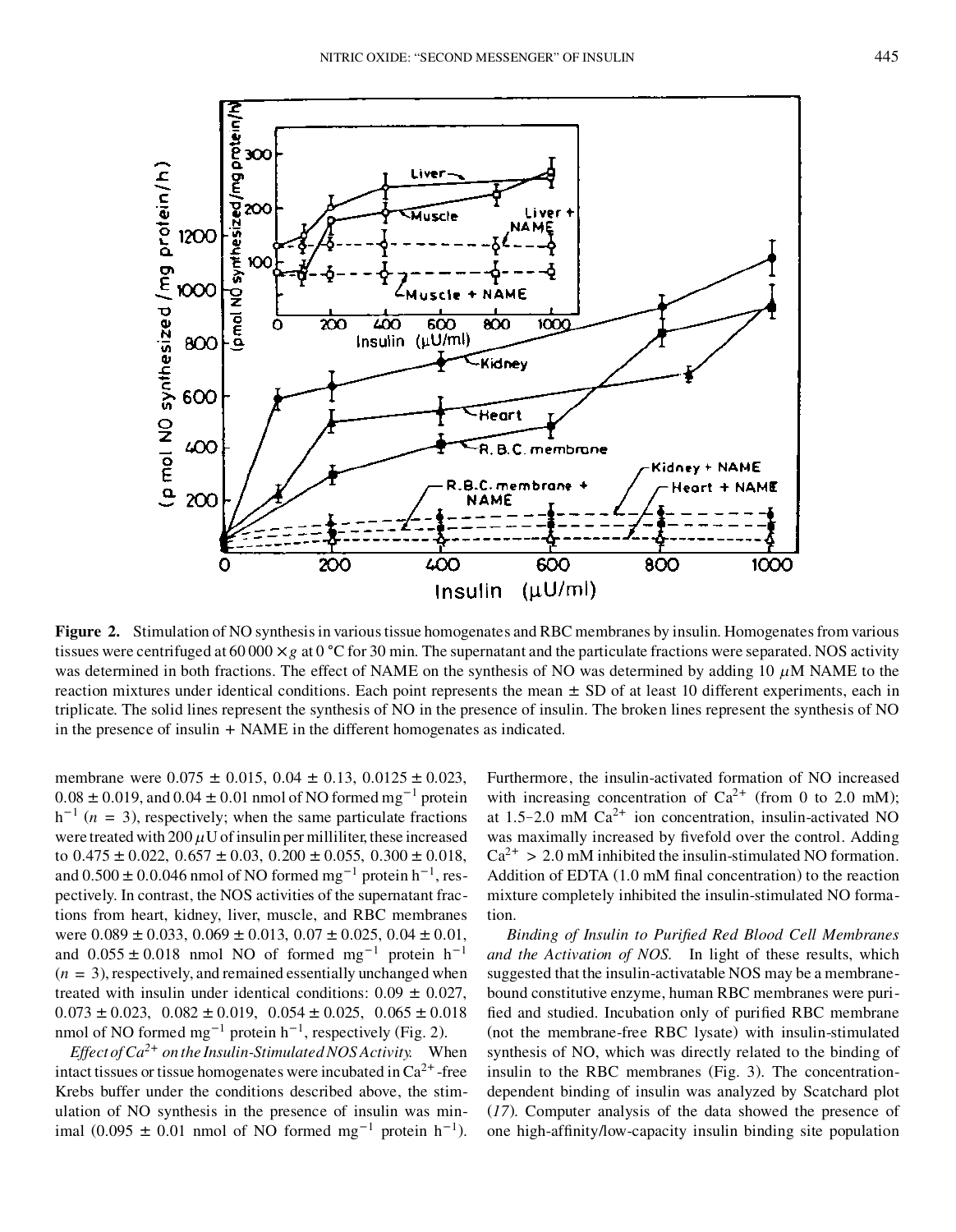**Figure 2.** Stimulation of NO synthesis in various tissue homogenates and RBC membranes by insulin. Homogenates from various tissues were centrifuged at 60 000 × $g$ at 0 °C for 30 min. The supernatant and the particulate fractions were separated. NOS activity was determined in both fractions. The effect of NAME on the synthesis of NO was determined by adding 10 $\mu$M NAME to the reaction mixtures under identical conditions. Each point represents the mean ± SD of at least 10 different experiments, each in triplicate. The solid lines represent the synthesis of NO in the presence of insulin. The broken lines represent the synthesis of NO in the presence of insulin + NAME in the different homogenates as indicated.

membrane were 0.075 ± 0.015, 0.04 ± 0.13, 0.0125 ± 0.023, 0.08 ± 0.019, and 0.04 ± 0.01 nmol of NO formed $mg^{-1}$ protein $h^{-1}$ ($n$ = 3), respectively; when the same particulate fractions were treated with 200 $\mu$U of insulin per milliliter, these increased to 0.475 ± 0.022, 0.657 ± 0.03, 0.200 ± 0.055, 0.300 ± 0.018, and 0.500 ± 0.0.046 nmol of NO formed $mg^{-1}$ protein $h^{-1}$, respectively. In contrast, the NOS activities of the supernatant fractions from heart, kidney, liver, muscle, and RBC membranes were 0.089 ± 0.033, 0.069 ± 0.013, 0.07 ± 0.025, 0.04 ± 0.01, and 0.055 ± 0.018 nmol NO of formed $mg^{-1}$ protein $h^{-1}$ ($n$ = 3), respectively, and remained essentially unchanged when treated with insulin under identical conditions: 0.09 ± 0.027, 0.073 ± 0.023, 0.082 ± 0.019, 0.054 ± 0.025, 0.065 ± 0.018 nmol of NO formed $mg^{-1}$ protein $h^{-1}$, respectively (Fig. 2).

*Effect of $Ca^{2+}$ on the Insulin-Stimulated NOS Activity.* When intact tissues or tissue homogenates were incubated in $Ca^{2+}$-free Krebs buffer under the conditions described above, the stimulation of NO synthesis in the presence of insulin was minimal (0.095 ± 0.01 nmol of NO formed $mg^{-1}$ protein $h^{-1}$). Furthermore, the insulin-activated formation of NO increased with increasing concentration of $Ca^{2+}$ (from 0 to 2.0 mM); at 1.5–2.0 mM $Ca^{2+}$ ion concentration, insulin-activated NO was maximally increased by fivefold over the control. Adding $Ca^{2+}$ > 2.0 mM inhibited the insulin-stimulated NO formation. Addition of EDTA (1.0 mM final concentration) to the reaction mixture completely inhibited the insulin-stimulated NO formation.

*Binding of Insulin to Purified Red Blood Cell Membranes and the Activation of NOS.* In light of these results, which suggested that the insulin-activatable NOS may be a membrane-bound constitutive enzyme, human RBC membranes were purified and studied. Incubation only of purified RBC membrane (not the membrane-free RBC lysate) with insulin-stimulated synthesis of NO, which was directly related to the binding of insulin to the RBC membranes (Fig. 3). The concentration-dependent binding of insulin was analyzed by Scatchard plot (*17*). Computer analysis of the data showed the presence of one high-affinity/low-capacity insulin binding site population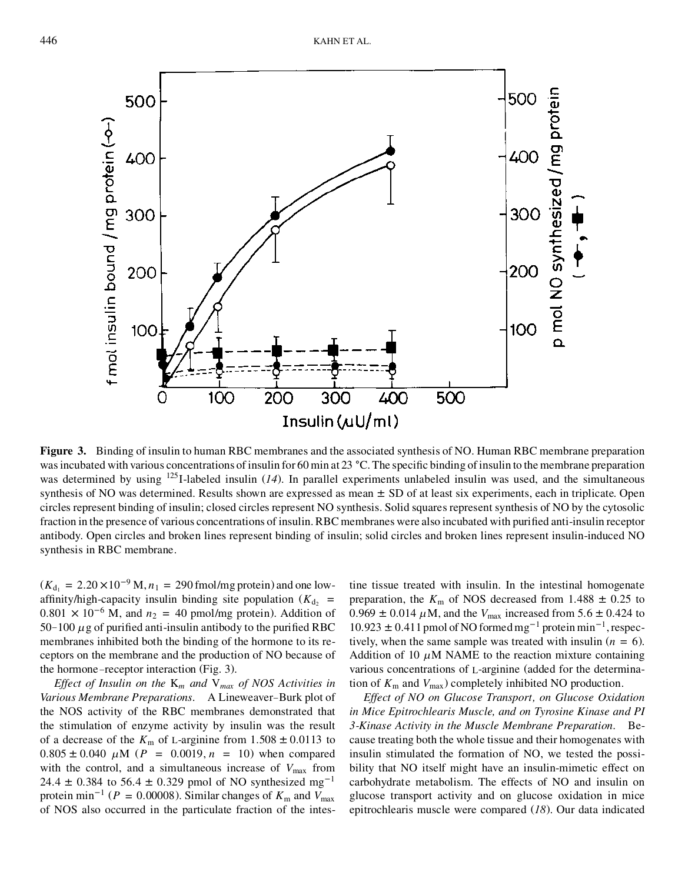**Figure 3.** Binding of insulin to human RBC membranes and the associated synthesis of NO. Human RBC membrane preparation was incubated with various concentrations of insulin for 60 min at 23 °C. The specific binding of insulin to the membrane preparation was determined by using $^{125}$I-labeled insulin (*14*). In parallel experiments unlabeled insulin was used, and the simultaneous synthesis of NO was determined. Results shown are expressed as mean ± SD of at least six experiments, each in triplicate. Open circles represent binding of insulin; closed circles represent NO synthesis. Solid squares represent synthesis of NO by the cytosolic fraction in the presence of various concentrations of insulin. RBC membranes were also incubated with purified anti-insulin receptor antibody. Open circles and broken lines represent binding of insulin; solid circles and broken lines represent insulin-induced NO synthesis in RBC membrane.

($K_{d_1} = 2.20 \times 10^{-9}$ M, $n_1 = 290$ fmol/mg protein) and one low-affinity/high-capacity insulin binding site population ($K_{d_2} = 0.801 \times 10^{-6}$ M, and $n_2 = 40$ pmol/mg protein). Addition of 50–100 $\mu$g of purified anti-insulin antibody to the purified RBC membranes inhibited both the binding of the hormone to its receptors on the membrane and the production of NO because of the hormone–receptor interaction (Fig. 3).

*Effect of Insulin on the* $K_m$ *and* $V_{max}$ *of NOS Activities in Various Membrane Preparations.* A Lineweaver–Burk plot of the NOS activity of the RBC membranes demonstrated that the stimulation of enzyme activity by insulin was the result of a decrease of the $K_m$ of L-arginine from 1.508 ± 0.0113 to 0.805 ± 0.040 $\mu$M ($P = 0.0019$, $n = 10$) when compared with the control, and a simultaneous increase of $V_{max}$ from 24.4 ± 0.384 to 56.4 ± 0.329 pmol of NO synthesized mg$^{-1}$ protein min$^{-1}$ ($P = 0.00008$). Similar changes of $K_m$ and $V_{max}$ of NOS also occurred in the particulate fraction of the intestine tissue treated with insulin. In the intestinal homogenate preparation, the $K_m$ of NOS decreased from 1.488 ± 0.25 to 0.969 ± 0.014 $\mu$M, and the $V_{max}$ increased from 5.6 ± 0.424 to 10.923 ± 0.411 pmol of NO formed mg$^{-1}$ protein min$^{-1}$, respectively, when the same sample was treated with insulin ($n = 6$). Addition of 10 $\mu$M NAME to the reaction mixture containing various concentrations of L-arginine (added for the determination of $K_m$ and $V_{max}$) completely inhibited NO production.

*Effect of NO on Glucose Transport, on Glucose Oxidation in Mice Epitrochlearis Muscle, and on Tyrosine Kinase and PI 3-Kinase Activity in the Muscle Membrane Preparation.* Because treating both the whole tissue and their homogenates with insulin stimulated the formation of NO, we tested the possibility that NO itself might have an insulin-mimetic effect on carbohydrate metabolism. The effects of NO and insulin on glucose transport activity and on glucose oxidation in mice epitrochlearis muscle were compared (*18*). Our data indicated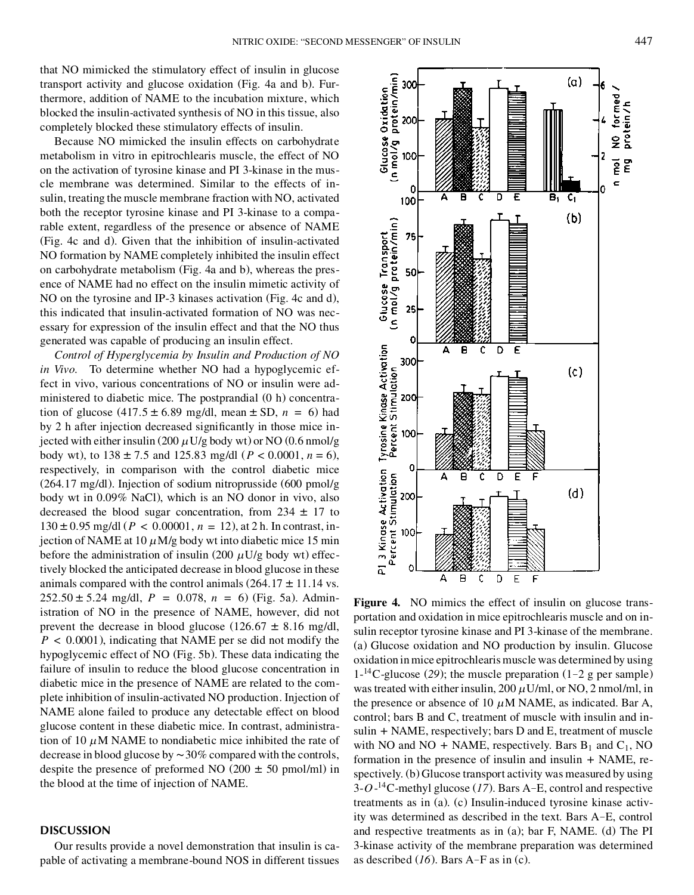that NO mimicked the stimulatory effect of insulin in glucose transport activity and glucose oxidation (Fig. 4a and b). Furthermore, addition of NAME to the incubation mixture, which blocked the insulin-activated synthesis of NO in this tissue, also completely blocked these stimulatory effects of insulin.

Because NO mimicked the insulin effects on carbohydrate metabolism in vitro in epitrochlearis muscle, the effect of NO on the activation of tyrosine kinase and PI 3-kinase in the muscle membrane was determined. Similar to the effects of insulin, treating the muscle membrane fraction with NO, activated both the receptor tyrosine kinase and PI 3-kinase to a comparable extent, regardless of the presence or absence of NAME (Fig. 4c and d). Given that the inhibition of insulin-activated NO formation by NAME completely inhibited the insulin effect on carbohydrate metabolism (Fig. 4a and b), whereas the presence of NAME had no effect on the insulin mimetic activity of NO on the tyrosine and IP-3 kinases activation (Fig. 4c and d), this indicated that insulin-activated formation of NO was necessary for expression of the insulin effect and that the NO thus generated was capable of producing an insulin effect.

*Control of Hyperglycemia by Insulin and Production of NO in Vivo.* To determine whether NO had a hypoglycemic effect in vivo, various concentrations of NO or insulin were administered to diabetic mice. The postprandial (0 h) concentration of glucose (417.5 ± 6.89 mg/dl, mean ± SD, $n = 6$) had by 2 h after injection decreased significantly in those mice injected with either insulin (200 $\mu$U/g body wt) or NO (0.6 nmol/g body wt), to 138 ± 7.5 and 125.83 mg/dl ($P < 0.0001$, $n = 6$), respectively, in comparison with the control diabetic mice (264.17 mg/dl). Injection of sodium nitroprusside (600 pmol/g body wt in 0.09% NaCl), which is an NO donor in vivo, also decreased the blood sugar concentration, from 234 ± 17 to 130 ± 0.95 mg/dl ($P < 0.00001$, $n = 12$), at 2 h. In contrast, injection of NAME at 10 $\mu$M/g body wt into diabetic mice 15 min before the administration of insulin (200 $\mu$U/g body wt) effectively blocked the anticipated decrease in blood glucose in these animals compared with the control animals (264.17 ± 11.14 vs. 252.50 ± 5.24 mg/dl, $P = 0.078$, $n = 6$) (Fig. 5a). Administration of NO in the presence of NAME, however, did not prevent the decrease in blood glucose (126.67 ± 8.16 mg/dl, $P < 0.0001$), indicating that NAME per se did not modify the hypoglycemic effect of NO (Fig. 5b). These data indicating the failure of insulin to reduce the blood glucose concentration in diabetic mice in the presence of NAME are related to the complete inhibition of insulin-activated NO production. Injection of NAME alone failed to produce any detectable effect on blood glucose content in these diabetic mice. In contrast, administration of 10 $\mu$M NAME to nondiabetic mice inhibited the rate of decrease in blood glucose by ~30% compared with the controls, despite the presence of preformed NO (200 ± 50 pmol/ml) in the blood at the time of injection of NAME.

**Figure 4.** NO mimics the effect of insulin on glucose transportation and oxidation in mice epitrochlearis muscle and on insulin receptor tyrosine kinase and PI 3-kinase of the membrane. (a) Glucose oxidation and NO production by insulin. Glucose oxidation in mice epitrochlearis muscle was determined by using 1-[14]C-glucose (*29*); the muscle preparation (1–2 g per sample) was treated with either insulin, 200 $\mu$U/ml, or NO, 2 nmol/ml, in the presence or absence of 10 $\mu$M NAME, as indicated. Bar A, control; bars B and C, treatment of muscle with insulin and insulin + NAME, respectively; bars D and E, treatment of muscle with NO and NO + NAME, respectively. Bars $B_1$ and $C_1$, NO formation in the presence of insulin and insulin + NAME, respectively. (b) Glucose transport activity was measured by using 3-*O*-[14]C-methyl glucose (*17*). Bars A–E, control and respective treatments as in (a). (c) Insulin-induced tyrosine kinase activity was determined as described in the text. Bars A–E, control and respective treatments as in (a); bar F, NAME. (d) The PI 3-kinase activity of the membrane preparation was determined as described (*16*). Bars A–F as in (c).

## DISCUSSION

Our results provide a novel demonstration that insulin is capable of activating a membrane-bound NOS in different tissues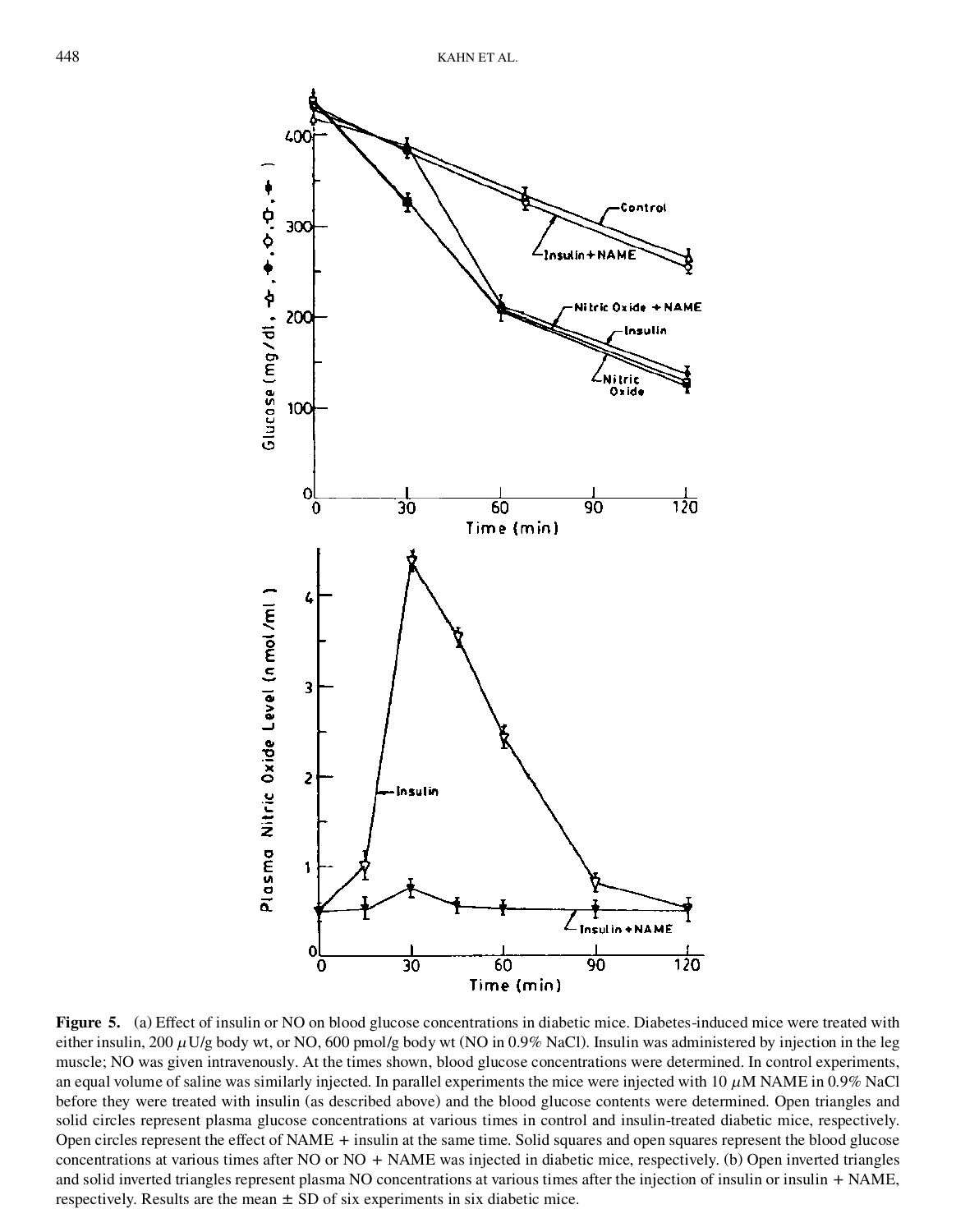**Figure 5.** (a) Effect of insulin or NO on blood glucose concentrations in diabetic mice. Diabetes-induced mice were treated with either insulin, 200 $\mu$U/g body wt, or NO, 600 pmol/g body wt (NO in 0.9% NaCl). Insulin was administered by injection in the leg muscle; NO was given intravenously. At the times shown, blood glucose concentrations were determined. In control experiments, an equal volume of saline was similarly injected. In parallel experiments the mice were injected with 10 $\mu$M NAME in 0.9% NaCl before they were treated with insulin (as described above) and the blood glucose contents were determined. Open triangles and solid circles represent plasma glucose concentrations at various times in control and insulin-treated diabetic mice, respectively. Open circles represent the effect of NAME + insulin at the same time. Solid squares and open squares represent the blood glucose concentrations at various times after NO or NO + NAME was injected in diabetic mice, respectively. (b) Open inverted triangles and solid inverted triangles represent plasma NO concentrations at various times after the injection of insulin or insulin + NAME, respectively. Results are the mean ± SD of six experiments in six diabetic mice.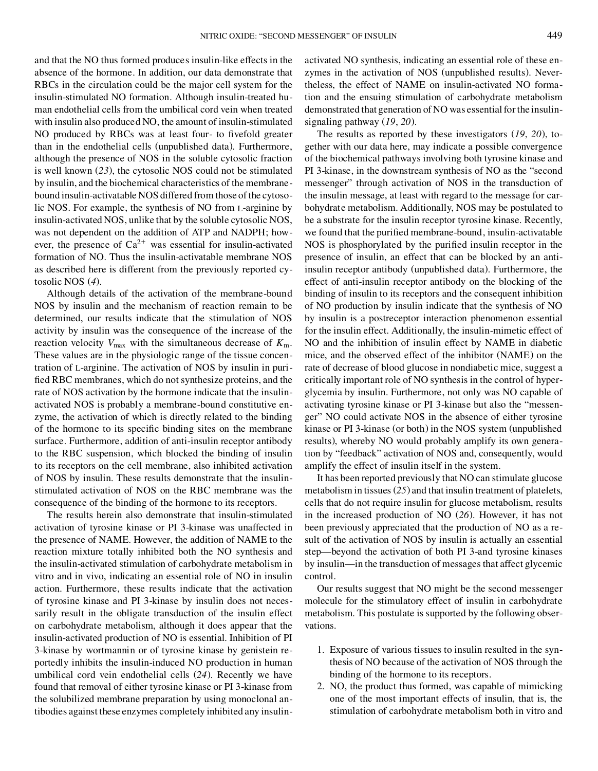and that the NO thus formed produces insulin-like effects in the absence of the hormone. In addition, our data demonstrate that RBCs in the circulation could be the major cell system for the insulin-stimulated NO formation. Although insulin-treated human endothelial cells from the umbilical cord vein when treated with insulin also produced NO, the amount of insulin-stimulated NO produced by RBCs was at least four- to fivefold greater than in the endothelial cells (unpublished data). Furthermore, although the presence of NOS in the soluble cytosolic fraction is well known (*23*), the cytosolic NOS could not be stimulated by insulin, and the biochemical characteristics of the membrane-bound insulin-activatable NOS differed from those of the cytosolic NOS. For example, the synthesis of NO from L-arginine by insulin-activated NOS, unlike that by the soluble cytosolic NOS, was not dependent on the addition of ATP and NADPH; however, the presence of $Ca^{2+}$ was essential for insulin-activated formation of NO. Thus the insulin-activatable membrane NOS as described here is different from the previously reported cytosolic NOS (*4*).

Although details of the activation of the membrane-bound NOS by insulin and the mechanism of reaction remain to be determined, our results indicate that the stimulation of NOS activity by insulin was the consequence of the increase of the reaction velocity $V_{max}$ with the simultaneous decrease of $K_m$. These values are in the physiologic range of the tissue concentration of L-arginine. The activation of NOS by insulin in purified RBC membranes, which do not synthesize proteins, and the rate of NOS activation by the hormone indicate that the insulin-activated NOS is probably a membrane-bound constitutive enzyme, the activation of which is directly related to the binding of the hormone to its specific binding sites on the membrane surface. Furthermore, addition of anti-insulin receptor antibody to the RBC suspension, which blocked the binding of insulin to its receptors on the cell membrane, also inhibited activation of NOS by insulin. These results demonstrate that the insulin-stimulated activation of NOS on the RBC membrane was the consequence of the binding of the hormone to its receptors.

The results herein also demonstrate that insulin-stimulated activation of tyrosine kinase or PI 3-kinase was unaffected in the presence of NAME. However, the addition of NAME to the reaction mixture totally inhibited both the NO synthesis and the insulin-activated stimulation of carbohydrate metabolism in vitro and in vivo, indicating an essential role of NO in insulin action. Furthermore, these results indicate that the activation of tyrosine kinase and PI 3-kinase by insulin does not necessarily result in the obligate transduction of the insulin effect on carbohydrate metabolism, although it does appear that the insulin-activated production of NO is essential. Inhibition of PI 3-kinase by wortmannin or of tyrosine kinase by genistein reportedly inhibits the insulin-induced NO production in human umbilical cord vein endothelial cells (*24*). Recently we have found that removal of either tyrosine kinase or PI 3-kinase from the solubilized membrane preparation by using monoclonal antibodies against these enzymes completely inhibited any insulin-activated NO synthesis, indicating an essential role of these enzymes in the activation of NOS (unpublished results). Nevertheless, the effect of NAME on insulin-activated NO formation and the ensuing stimulation of carbohydrate metabolism demonstrated that generation of NO was essential for the insulin-signaling pathway (*19*, *20*).

The results as reported by these investigators (*19*, *20*), together with our data here, may indicate a possible convergence of the biochemical pathways involving both tyrosine kinase and PI 3-kinase, in the downstream synthesis of NO as the "second messenger" through activation of NOS in the transduction of the insulin message, at least with regard to the message for carbohydrate metabolism. Additionally, NOS may be postulated to be a substrate for the insulin receptor tyrosine kinase. Recently, we found that the purified membrane-bound, insulin-activatable NOS is phosphorylated by the purified insulin receptor in the presence of insulin, an effect that can be blocked by an anti-insulin receptor antibody (unpublished data). Furthermore, the effect of anti-insulin receptor antibody on the blocking of the binding of insulin to its receptors and the consequent inhibition of NO production by insulin indicate that the synthesis of NO by insulin is a postreceptor interaction phenomenon essential for the insulin effect. Additionally, the insulin-mimetic effect of NO and the inhibition of insulin effect by NAME in diabetic mice, and the observed effect of the inhibitor (NAME) on the rate of decrease of blood glucose in nondiabetic mice, suggest a critically important role of NO synthesis in the control of hyperglycemia by insulin. Furthermore, not only was NO capable of activating tyrosine kinase or PI 3-kinase but also the "messenger" NO could activate NOS in the absence of either tyrosine kinase or PI 3-kinase (or both) in the NOS system (unpublished results), whereby NO would probably amplify its own generation by "feedback" activation of NOS and, consequently, would amplify the effect of insulin itself in the system.

It has been reported previously that NO can stimulate glucose metabolism in tissues (*25*) and that insulin treatment of platelets, cells that do not require insulin for glucose metabolism, results in the increased production of NO (*26*). However, it has not been previously appreciated that the production of NO as a result of the activation of NOS by insulin is actually an essential step—beyond the activation of both PI 3-and tyrosine kinases by insulin—in the transduction of messages that affect glycemic control.

Our results suggest that NO might be the second messenger molecule for the stimulatory effect of insulin in carbohydrate metabolism. This postulate is supported by the following observations.

1. Exposure of various tissues to insulin resulted in the synthesis of NO because of the activation of NOS through the binding of the hormone to its receptors.
2. NO, the product thus formed, was capable of mimicking one of the most important effects of insulin, that is, the stimulation of carbohydrate metabolism both in vitro and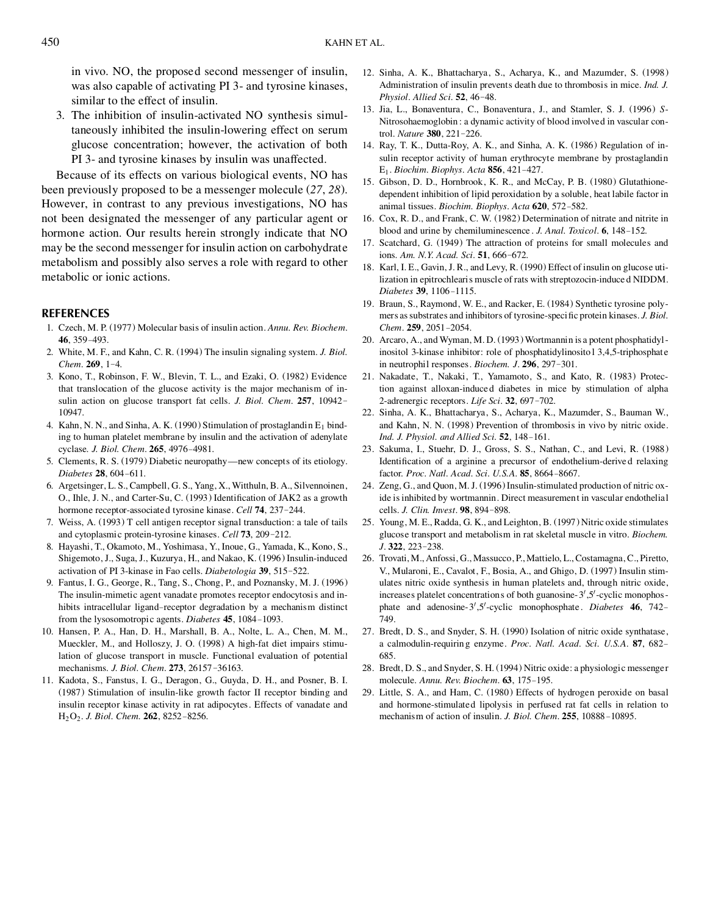in vivo. NO, the proposed second messenger of insulin, was also capable of activating PI 3- and tyrosine kinases, similar to the effect of insulin.

3. The inhibition of insulin-activated NO synthesis simultaneously inhibited the insulin-lowering effect on serum glucose concentration; however, the activation of both PI 3- and tyrosine kinases by insulin was unaffected.

Because of its effects on various biological events, NO has been previously proposed to be a messenger molecule (*27*, *28*). However, in contrast to any previous investigations, NO has not been designated the messenger of any particular agent or hormone action. Our results herein strongly indicate that NO may be the second messenger for insulin action on carbohydrate metabolism and possibly also serves a role with regard to other metabolic or ionic actions.

## REFERENCES

1. Czech, M. P. (1977) Molecular basis of insulin action. *Annu. Rev. Biochem.* **46**, 359–493.
2. White, M. F., and Kahn, C. R. (1994) The insulin signaling system. *J. Biol. Chem.* **269**, 1–4.
3. Kono, T., Robinson, F. W., Blevin, T. L., and Ezaki, O. (1982) Evidence that translocation of the glucose activity is the major mechanism of insulin action on glucose transport fat cells. *J. Biol. Chem.* **257**, 10942–10947.
4. Kahn, N. N., and Sinha, A. K. (1990) Stimulation of prostaglandin $E_1$ binding to human platelet membrane by insulin and the activation of adenylate cyclase. *J. Biol. Chem.* **265**, 4976–4981.
5. Clements, R. S. (1979) Diabetic neuropathy—new concepts of its etiology. *Diabetes* **28**, 604–611.
6. Argetsinger, L. S., Campbell, G. S., Yang, X., Witthuln, B. A., Silvennoinen, O., Ihle, J. N., and Carter-Su, C. (1993) Identification of JAK2 as a growth hormone receptor-associated tyrosine kinase. *Cell* **74**, 237–244.
7. Weiss, A. (1993) T cell antigen receptor signal transduction: a tale of tails and cytoplasmic protein-tyrosine kinases. *Cell* **73**, 209–212.
8. Hayashi, T., Okamoto, M., Yoshimasa, Y., Inoue, G., Yamada, K., Kono, S., Shigemoto, J., Suga, J., Kuzurya, H., and Nakao, K. (1996) Insulin-induced activation of PI 3-kinase in Fao cells. *Diabetologia* **39**, 515–522.
9. Fantus, I. G., George, R., Tang, S., Chong, P., and Poznansky, M. J. (1996) The insulin-mimetic agent vanadate promotes receptor endocytosis and inhibits intracellular ligand–receptor degradation by a mechanism distinct from the lysosomotropic agents. *Diabetes* **45**, 1084–1093.
10. Hansen, P. A., Han, D. H., Marshall, B. A., Nolte, L. A., Chen, M. M., Mueckler, M., and Holloszy, J. O. (1998) A high-fat diet impairs stimulation of glucose transport in muscle. Functional evaluation of potential mechanisms. *J. Biol. Chem.* **273**, 26157–36163.
11. Kadota, S., Fanstus, I. G., Deragon, G., Guyda, D. H., and Posner, B. I. (1987) Stimulation of insulin-like growth factor II receptor binding and insulin receptor kinase activity in rat adipocytes. Effects of vanadate and $H_2O_2$. *J. Biol. Chem.* **262**, 8252–8256.
12. Sinha, A. K., Bhattacharya, S., Acharya, K., and Mazumder, S. (1998) Administration of insulin prevents death due to thrombosis in mice. *Ind. J. Physiol. Allied Sci.* **52**, 46–48.
13. Jia, L., Bonaventura, C., Bonaventura, J., and Stamler, S. J. (1996) *S*-Nitrosohaemoglobin: a dynamic activity of blood involved in vascular control. *Nature* **380**, 221–226.
14. Ray, T. K., Dutta-Roy, A. K., and Sinha, A. K. (1986) Regulation of insulin receptor activity of human erythrocyte membrane by prostaglandin $E_1$. *Biochim. Biophys. Acta* **856**, 421–427.
15. Gibson, D. D., Hornbrook, K. R., and McCay, P. B. (1980) Glutathione-dependent inhibition of lipid peroxidation by a soluble, heat labile factor in animal tissues. *Biochim. Biophys. Acta* **620**, 572–582.
16. Cox, R. D., and Frank, C. W. (1982) Determination of nitrate and nitrite in blood and urine by chemiluminescence. *J. Anal. Toxicol.* **6**, 148–152.
17. Scatchard, G. (1949) The attraction of proteins for small molecules and ions. *Am. N.Y. Acad. Sci.* **51**, 666–672.
18. Karl, I. E., Gavin, J. R., and Levy, R. (1990) Effect of insulin on glucose utilization in epitrochlearis muscle of rats with streptozocin-induced NIDDM. *Diabetes* **39**, 1106–1115.
19. Braun, S., Raymond, W. E., and Racker, E. (1984) Synthetic tyrosine polymers as substrates and inhibitors of tyrosine-specific protein kinases. *J. Biol. Chem.* **259**, 2051–2054.
20. Arcaro, A., and Wyman, M. D. (1993) Wortmannin is a potent phosphatidylinositol 3-kinase inhibitor: role of phosphatidylinositol 3,4,5-triphosphate in neutrophil responses. *Biochem. J.* **296**, 297–301.
21. Nakadate, T., Nakaki, T., Yamamoto, S., and Kato, R. (1983) Protection against alloxan-induced diabetes in mice by stimulation of alpha 2-adrenergic receptors. *Life Sci.* **32**, 697–702.
22. Sinha, A. K., Bhattacharya, S., Acharya, K., Mazumder, S., Bauman W., and Kahn, N. N. (1998) Prevention of thrombosis in vivo by nitric oxide. *Ind. J. Physiol. and Allied Sci.* **52**, 148–161.
23. Sakuma, I., Stuehr, D. J., Gross, S. S., Nathan, C., and Levi, R. (1988) Identification of a arginine a precursor of endothelium-derived relaxing factor. *Proc. Natl. Acad. Sci. U.S.A.* **85**, 8664–8667.
24. Zeng, G., and Quon, M. J. (1996) Insulin-stimulated production of nitric oxide is inhibited by wortmannin. Direct measurement in vascular endothelial cells. *J. Clin. Invest.* **98**, 894–898.
25. Young, M. E., Radda, G. K., and Leighton, B. (1997) Nitric oxide stimulates glucose transport and metabolism in rat skeletal muscle in vitro. *Biochem. J.* **322**, 223–238.
26. Trovati, M., Anfossi, G., Massucco, P., Mattielo, L., Costamagna, C., Piretto, V., Mularoni, E., Cavalot, F., Bosia, A., and Ghigo, D. (1997) Insulin stimulates nitric oxide synthesis in human platelets and, through nitric oxide, increases platelet concentrations of both guanosine-$3',5'$-cyclic monophosphate and adenosine-$3',5'$-cyclic monophosphate. *Diabetes* **46**, 742–749.
27. Bredt, D. S., and Snyder, S. H. (1990) Isolation of nitric oxide synthatase, a calmodulin-requiring enzyme. *Proc. Natl. Acad. Sci. U.S.A.* **87**, 682–685.
28. Bredt, D. S., and Snyder, S. H. (1994) Nitric oxide: a physiologic messenger molecule. *Annu. Rev. Biochem.* **63**, 175–195.
29. Little, S. A., and Ham, C. (1980) Effects of hydrogen peroxide on basal and hormone-stimulated lipolysis in perfused rat fat cells in relation to mechanism of action of insulin. *J. Biol. Chem.* **255**, 10888–10895.